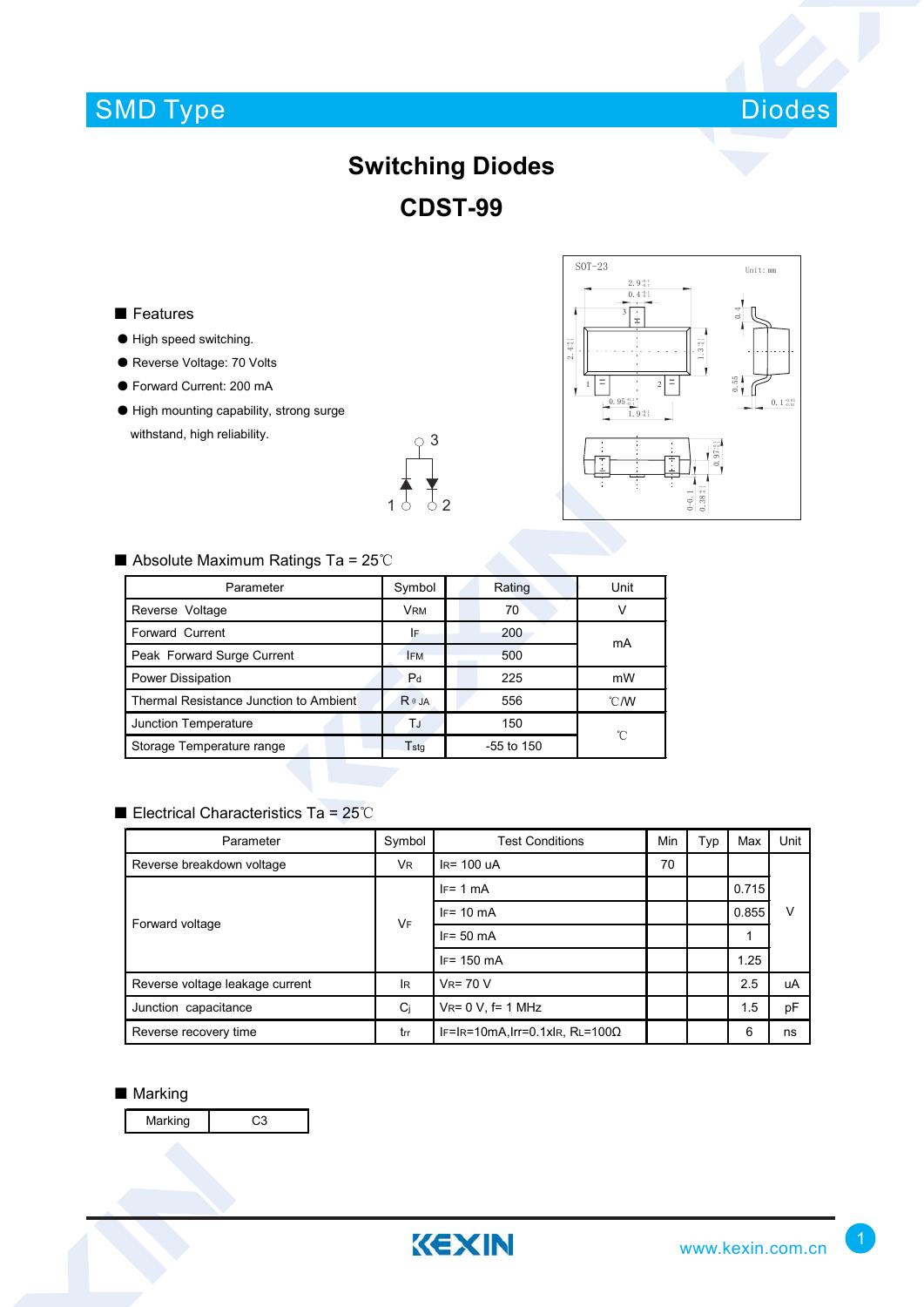SMD Type | Diodes

# Switching Diodes

# CDST-99

## Features

- High speed switching.
- Reverse Voltage: 70 Volts
- Forward Current: 200 mA
- High mounting capability, strong surge withstand, high reliability.

## Absolute Maximum Ratings Ta = 25℃

| Parameter | Symbol | Rating | Unit |
|---|---|---|---|
| Reverse Voltage | $V_{RM}$ | 70 | V |
| Forward Current | $I_F$ | 200 | mA |
| Peak Forward Surge Current | $I_{FM}$ | 500 | mA |
| Power Dissipation | $P_d$ | 225 | mW |
| Thermal Resistance Junction to Ambient | $R_{\theta JA}$ | 556 | ℃/W |
| Junction Temperature | $T_J$ | 150 | ℃ |
| Storage Temperature range | $T_{stg}$ | -55 to 150 | ℃ |

## Electrical Characteristics Ta = 25℃

| Parameter | Symbol | Test Conditions | Min | Typ | Max | Unit |
|---|---|---|---|---|---|---|
| Reverse breakdown voltage | $V_R$ | $I_R$= 100 uA | 70 | | | V |
| Forward voltage | $V_F$ | $I_F$= 1 mA | | | 0.715 | V |
| | | $I_F$= 10 mA | | | 0.855 | V |
| | | $I_F$= 50 mA | | | 1 | V |
| | | $I_F$= 150 mA | | | 1.25 | V |
| Reverse voltage leakage current | $I_R$ | $V_R$= 70 V | | | 2.5 | uA |
| Junction capacitance | $C_j$ | $V_R$= 0 V, f= 1 MHz | | | 1.5 | pF |
| Reverse recovery time | $t_{rr}$ | $I_F$=$I_R$=10mA,Irr=0.1xIR, $R_L$=100Ω | | | 6 | ns |

## Marking

| Marking | C3 |
|---|---|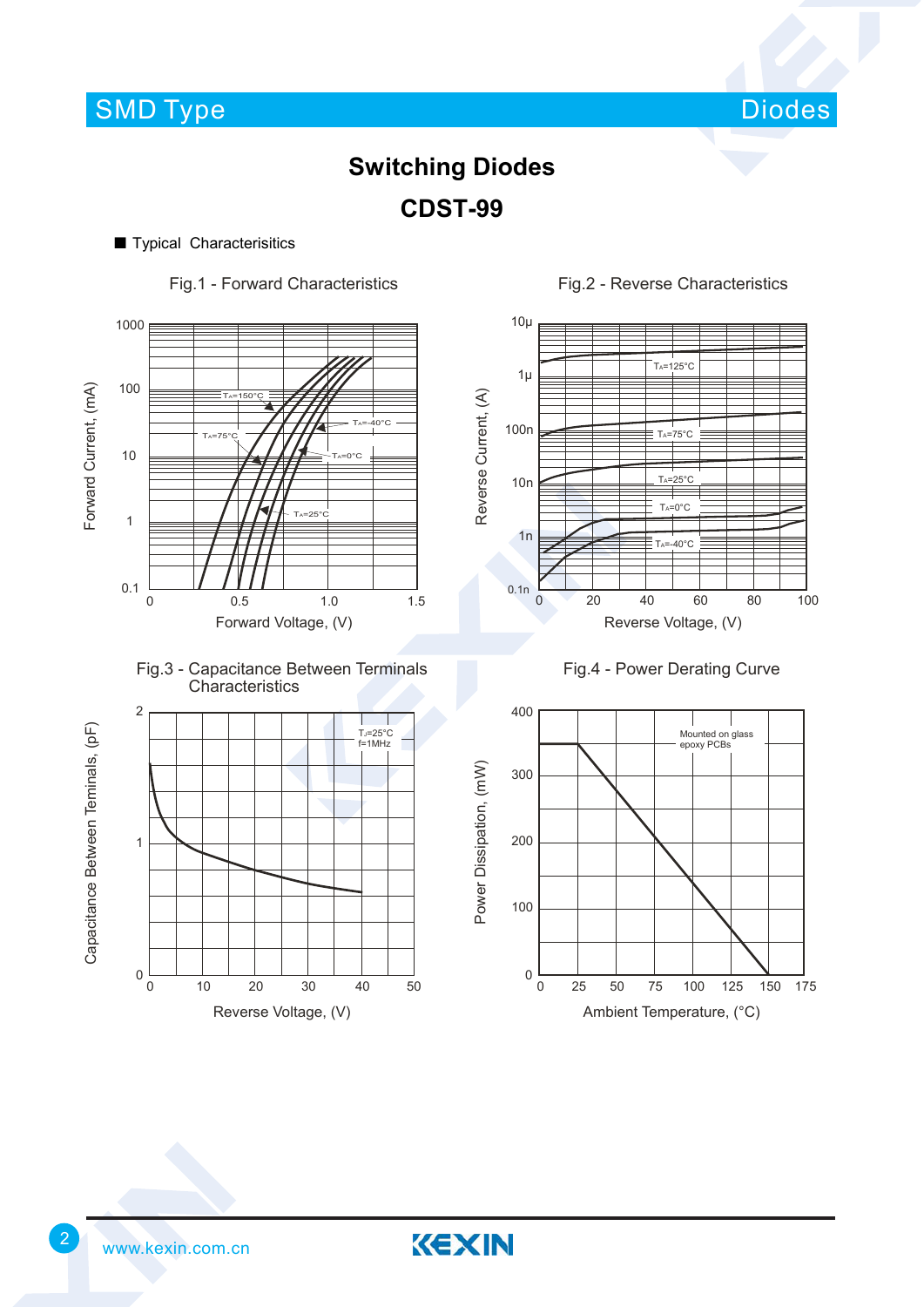# Switching Diodes

## CDST-99

■ Typical Characterisitics

Fig.1 - Forward Characteristics

Forward Current, (mA)

1000
100
10
1
0.1

0
0.5
1.0
1.5

Forward Voltage, (V)

$T_A$=150°C
$T_A$=75°C
$T_A$=-40°C
$T_A$=0°C
$T_A$=25°C

Fig.2 - Reverse Characteristics

Reverse Current, (A)

10μ
1μ
100n
10n
1n
0.1n

0
20
40
60
80
100

Reverse Voltage, (V)

$T_A$=125°C
$T_A$=75°C
$T_A$=25°C
$T_A$=0°C
$T_A$=-40°C

Fig.3 - Capacitance Between Terminals Characteristics

Capacitance Between Teminals, (pF)

2
1
0

0
10
20
30
40
50

Reverse Voltage, (V)

$T_J$=25°C
f=1MHz

Fig.4 - Power Derating Curve

Power Dissipation, (mW)

400
300
200
100
0

0
25
50
75
100
125
150
175

Ambient Temperature, (°C)

Mounted on glass epoxy PCBs